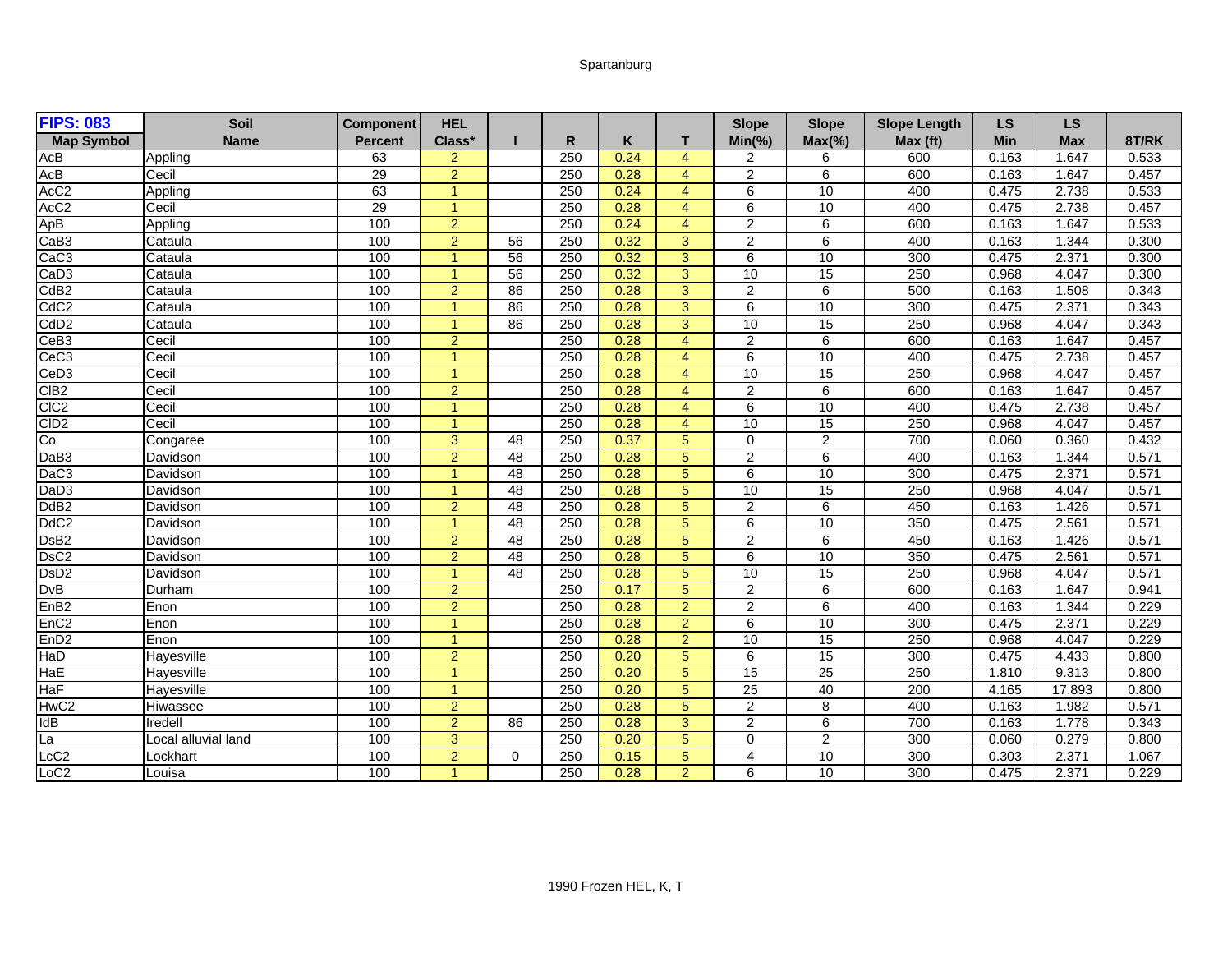Spartanburg

| FIPS: 083 Map Symbol | Soil Name | Component Percent | HEL Class* | I | R | K | T | Slope Min(%) | Slope Max(%) | Slope Length Max (ft) | LS Min | LS Max | 8T/RK |
|---|---|---|---|---|---|---|---|---|---|---|---|---|---|
| AcB | Appling | 63 | 2 | | 250 | 0.24 | 4 | 2 | 6 | 600 | 0.163 | 1.647 | 0.533 |
| AcB | Cecil | 29 | 2 | | 250 | 0.28 | 4 | 2 | 6 | 600 | 0.163 | 1.647 | 0.457 |
| AcC2 | Appling | 63 | 1 | | 250 | 0.24 | 4 | 6 | 10 | 400 | 0.475 | 2.738 | 0.533 |
| AcC2 | Cecil | 29 | 1 | | 250 | 0.28 | 4 | 6 | 10 | 400 | 0.475 | 2.738 | 0.457 |
| ApB | Appling | 100 | 2 | | 250 | 0.24 | 4 | 2 | 6 | 600 | 0.163 | 1.647 | 0.533 |
| CaB3 | Cataula | 100 | 2 | 56 | 250 | 0.32 | 3 | 2 | 6 | 400 | 0.163 | 1.344 | 0.300 |
| CaC3 | Cataula | 100 | 1 | 56 | 250 | 0.32 | 3 | 6 | 10 | 300 | 0.475 | 2.371 | 0.300 |
| CaD3 | Cataula | 100 | 1 | 56 | 250 | 0.32 | 3 | 10 | 15 | 250 | 0.968 | 4.047 | 0.300 |
| CdB2 | Cataula | 100 | 2 | 86 | 250 | 0.28 | 3 | 2 | 6 | 500 | 0.163 | 1.508 | 0.343 |
| CdC2 | Cataula | 100 | 1 | 86 | 250 | 0.28 | 3 | 6 | 10 | 300 | 0.475 | 2.371 | 0.343 |
| CdD2 | Cataula | 100 | 1 | 86 | 250 | 0.28 | 3 | 10 | 15 | 250 | 0.968 | 4.047 | 0.343 |
| CeB3 | Cecil | 100 | 2 | | 250 | 0.28 | 4 | 2 | 6 | 600 | 0.163 | 1.647 | 0.457 |
| CeC3 | Cecil | 100 | 1 | | 250 | 0.28 | 4 | 6 | 10 | 400 | 0.475 | 2.738 | 0.457 |
| CeD3 | Cecil | 100 | 1 | | 250 | 0.28 | 4 | 10 | 15 | 250 | 0.968 | 4.047 | 0.457 |
| ClB2 | Cecil | 100 | 2 | | 250 | 0.28 | 4 | 2 | 6 | 600 | 0.163 | 1.647 | 0.457 |
| ClC2 | Cecil | 100 | 1 | | 250 | 0.28 | 4 | 6 | 10 | 400 | 0.475 | 2.738 | 0.457 |
| ClD2 | Cecil | 100 | 1 | | 250 | 0.28 | 4 | 10 | 15 | 250 | 0.968 | 4.047 | 0.457 |
| Co | Congaree | 100 | 3 | 48 | 250 | 0.37 | 5 | 0 | 2 | 700 | 0.060 | 0.360 | 0.432 |
| DaB3 | Davidson | 100 | 2 | 48 | 250 | 0.28 | 5 | 2 | 6 | 400 | 0.163 | 1.344 | 0.571 |
| DaC3 | Davidson | 100 | 1 | 48 | 250 | 0.28 | 5 | 6 | 10 | 300 | 0.475 | 2.371 | 0.571 |
| DaD3 | Davidson | 100 | 1 | 48 | 250 | 0.28 | 5 | 10 | 15 | 250 | 0.968 | 4.047 | 0.571 |
| DdB2 | Davidson | 100 | 2 | 48 | 250 | 0.28 | 5 | 2 | 6 | 450 | 0.163 | 1.426 | 0.571 |
| DdC2 | Davidson | 100 | 1 | 48 | 250 | 0.28 | 5 | 6 | 10 | 350 | 0.475 | 2.561 | 0.571 |
| DsB2 | Davidson | 100 | 2 | 48 | 250 | 0.28 | 5 | 2 | 6 | 450 | 0.163 | 1.426 | 0.571 |
| DsC2 | Davidson | 100 | 2 | 48 | 250 | 0.28 | 5 | 6 | 10 | 350 | 0.475 | 2.561 | 0.571 |
| DsD2 | Davidson | 100 | 1 | 48 | 250 | 0.28 | 5 | 10 | 15 | 250 | 0.968 | 4.047 | 0.571 |
| DvB | Durham | 100 | 2 | | 250 | 0.17 | 5 | 2 | 6 | 600 | 0.163 | 1.647 | 0.941 |
| EnB2 | Enon | 100 | 2 | | 250 | 0.28 | 2 | 2 | 6 | 400 | 0.163 | 1.344 | 0.229 |
| EnC2 | Enon | 100 | 1 | | 250 | 0.28 | 2 | 6 | 10 | 300 | 0.475 | 2.371 | 0.229 |
| EnD2 | Enon | 100 | 1 | | 250 | 0.28 | 2 | 10 | 15 | 250 | 0.968 | 4.047 | 0.229 |
| HaD | Hayesville | 100 | 2 | | 250 | 0.20 | 5 | 6 | 15 | 300 | 0.475 | 4.433 | 0.800 |
| HaE | Hayesville | 100 | 1 | | 250 | 0.20 | 5 | 15 | 25 | 250 | 1.810 | 9.313 | 0.800 |
| HaF | Hayesville | 100 | 1 | | 250 | 0.20 | 5 | 25 | 40 | 200 | 4.165 | 17.893 | 0.800 |
| HwC2 | Hiwassee | 100 | 2 | | 250 | 0.28 | 5 | 2 | 8 | 400 | 0.163 | 1.982 | 0.571 |
| IdB | Iredell | 100 | 2 | 86 | 250 | 0.28 | 3 | 2 | 6 | 700 | 0.163 | 1.778 | 0.343 |
| La | Local alluvial land | 100 | 3 | | 250 | 0.20 | 5 | 0 | 2 | 300 | 0.060 | 0.279 | 0.800 |
| LcC2 | Lockhart | 100 | 2 | 0 | 250 | 0.15 | 5 | 4 | 10 | 300 | 0.303 | 2.371 | 1.067 |
| LoC2 | Louisa | 100 | 1 | | 250 | 0.28 | 2 | 6 | 10 | 300 | 0.475 | 2.371 | 0.229 |

1990 Frozen HEL, K, T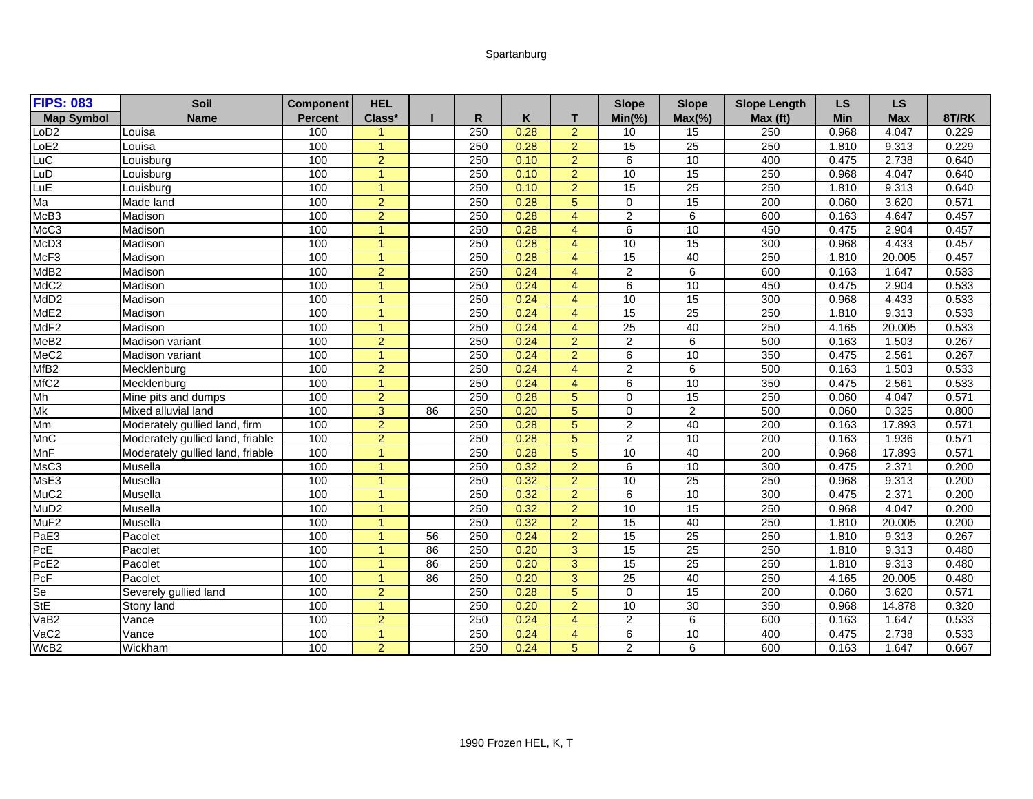Spartanburg

| FIPS: 083 | Soil | Component | HEL | | | | | Slope | Slope | Slope Length | LS | LS | |
|---|---|---|---|---|---|---|---|---|---|---|---|---|---|
| Map Symbol | Name | Percent | Class* | I | R | K | T | Min(%) | Max(%) | Max (ft) | Min | Max | 8T/RK |
| LoD2 | Louisa | 100 | 1 | | 250 | 0.28 | 2 | 10 | 15 | 250 | 0.968 | 4.047 | 0.229 |
| LoE2 | Louisa | 100 | 1 | | 250 | 0.28 | 2 | 15 | 25 | 250 | 1.810 | 9.313 | 0.229 |
| LuC | Louisburg | 100 | 2 | | 250 | 0.10 | 2 | 6 | 10 | 400 | 0.475 | 2.738 | 0.640 |
| LuD | Louisburg | 100 | 1 | | 250 | 0.10 | 2 | 10 | 15 | 250 | 0.968 | 4.047 | 0.640 |
| LuE | Louisburg | 100 | 1 | | 250 | 0.10 | 2 | 15 | 25 | 250 | 1.810 | 9.313 | 0.640 |
| Ma | Made land | 100 | 2 | | 250 | 0.28 | 5 | 0 | 15 | 200 | 0.060 | 3.620 | 0.571 |
| McB3 | Madison | 100 | 2 | | 250 | 0.28 | 4 | 2 | 6 | 600 | 0.163 | 4.647 | 0.457 |
| McC3 | Madison | 100 | 1 | | 250 | 0.28 | 4 | 6 | 10 | 450 | 0.475 | 2.904 | 0.457 |
| McD3 | Madison | 100 | 1 | | 250 | 0.28 | 4 | 10 | 15 | 300 | 0.968 | 4.433 | 0.457 |
| McF3 | Madison | 100 | 1 | | 250 | 0.28 | 4 | 15 | 40 | 250 | 1.810 | 20.005 | 0.457 |
| MdB2 | Madison | 100 | 2 | | 250 | 0.24 | 4 | 2 | 6 | 600 | 0.163 | 1.647 | 0.533 |
| MdC2 | Madison | 100 | 1 | | 250 | 0.24 | 4 | 6 | 10 | 450 | 0.475 | 2.904 | 0.533 |
| MdD2 | Madison | 100 | 1 | | 250 | 0.24 | 4 | 10 | 15 | 300 | 0.968 | 4.433 | 0.533 |
| MdE2 | Madison | 100 | 1 | | 250 | 0.24 | 4 | 15 | 25 | 250 | 1.810 | 9.313 | 0.533 |
| MdF2 | Madison | 100 | 1 | | 250 | 0.24 | 4 | 25 | 40 | 250 | 4.165 | 20.005 | 0.533 |
| MeB2 | Madison variant | 100 | 2 | | 250 | 0.24 | 2 | 2 | 6 | 500 | 0.163 | 1.503 | 0.267 |
| MeC2 | Madison variant | 100 | 1 | | 250 | 0.24 | 2 | 6 | 10 | 350 | 0.475 | 2.561 | 0.267 |
| MfB2 | Mecklenburg | 100 | 2 | | 250 | 0.24 | 4 | 2 | 6 | 500 | 0.163 | 1.503 | 0.533 |
| MfC2 | Mecklenburg | 100 | 1 | | 250 | 0.24 | 4 | 6 | 10 | 350 | 0.475 | 2.561 | 0.533 |
| Mh | Mine pits and dumps | 100 | 2 | | 250 | 0.28 | 5 | 0 | 15 | 250 | 0.060 | 4.047 | 0.571 |
| Mk | Mixed alluvial land | 100 | 3 | 86 | 250 | 0.20 | 5 | 0 | 2 | 500 | 0.060 | 0.325 | 0.800 |
| Mm | Moderately gullied land, firm | 100 | 2 | | 250 | 0.28 | 5 | 2 | 40 | 200 | 0.163 | 17.893 | 0.571 |
| MnC | Moderately gullied land, friable | 100 | 2 | | 250 | 0.28 | 5 | 2 | 10 | 200 | 0.163 | 1.936 | 0.571 |
| MnF | Moderately gullied land, friable | 100 | 1 | | 250 | 0.28 | 5 | 10 | 40 | 200 | 0.968 | 17.893 | 0.571 |
| MsC3 | Musella | 100 | 1 | | 250 | 0.32 | 2 | 6 | 10 | 300 | 0.475 | 2.371 | 0.200 |
| MsE3 | Musella | 100 | 1 | | 250 | 0.32 | 2 | 10 | 25 | 250 | 0.968 | 9.313 | 0.200 |
| MuC2 | Musella | 100 | 1 | | 250 | 0.32 | 2 | 6 | 10 | 300 | 0.475 | 2.371 | 0.200 |
| MuD2 | Musella | 100 | 1 | | 250 | 0.32 | 2 | 10 | 15 | 250 | 0.968 | 4.047 | 0.200 |
| MuF2 | Musella | 100 | 1 | | 250 | 0.32 | 2 | 15 | 40 | 250 | 1.810 | 20.005 | 0.200 |
| PaE3 | Pacolet | 100 | 1 | 56 | 250 | 0.24 | 2 | 15 | 25 | 250 | 1.810 | 9.313 | 0.267 |
| PcE | Pacolet | 100 | 1 | 86 | 250 | 0.20 | 3 | 15 | 25 | 250 | 1.810 | 9.313 | 0.480 |
| PcE2 | Pacolet | 100 | 1 | 86 | 250 | 0.20 | 3 | 15 | 25 | 250 | 1.810 | 9.313 | 0.480 |
| PcF | Pacolet | 100 | 1 | 86 | 250 | 0.20 | 3 | 25 | 40 | 250 | 4.165 | 20.005 | 0.480 |
| Se | Severely gullied land | 100 | 2 | | 250 | 0.28 | 5 | 0 | 15 | 200 | 0.060 | 3.620 | 0.571 |
| StE | Stony land | 100 | 1 | | 250 | 0.20 | 2 | 10 | 30 | 350 | 0.968 | 14.878 | 0.320 |
| VaB2 | Vance | 100 | 2 | | 250 | 0.24 | 4 | 2 | 6 | 600 | 0.163 | 1.647 | 0.533 |
| VaC2 | Vance | 100 | 1 | | 250 | 0.24 | 4 | 6 | 10 | 400 | 0.475 | 2.738 | 0.533 |
| WcB2 | Wickham | 100 | 2 | | 250 | 0.24 | 5 | 2 | 6 | 600 | 0.163 | 1.647 | 0.667 |

1990 Frozen HEL, K, T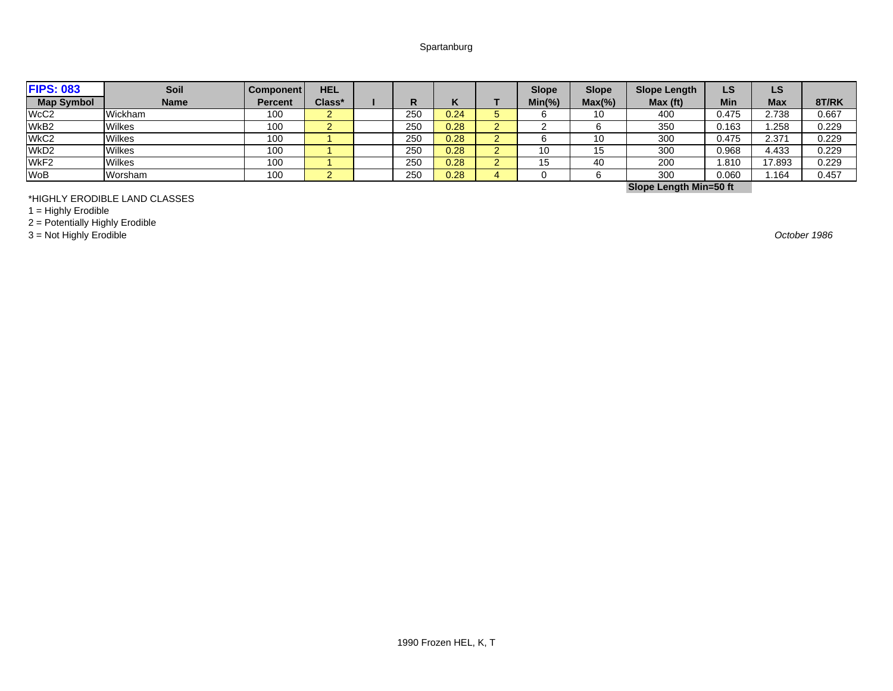Spartanburg

| FIPS: 083<br>Map Symbol | Soil<br>Name | Component<br>Percent | HEL<br>Class* | I | R | K | T | Slope<br>Min(%) | Slope<br>Max(%) | Slope Length<br>Max (ft) | LS<br>Min | LS<br>Max | 8T/RK |
|---|---|---|---|---|---|---|---|---|---|---|---|---|---|
| WcC2 | Wickham | 100 | 2 | | 250 | 0.24 | 5 | 6 | 10 | 400 | 0.475 | 2.738 | 0.667 |
| WkB2 | Wilkes | 100 | 2 | | 250 | 0.28 | 2 | 2 | 6 | 350 | 0.163 | 1.258 | 0.229 |
| WkC2 | Wilkes | 100 | 1 | | 250 | 0.28 | 2 | 6 | 10 | 300 | 0.475 | 2.371 | 0.229 |
| WkD2 | Wilkes | 100 | 1 | | 250 | 0.28 | 2 | 10 | 15 | 300 | 0.968 | 4.433 | 0.229 |
| WkF2 | Wilkes | 100 | 1 | | 250 | 0.28 | 2 | 15 | 40 | 200 | 1.810 | 17.893 | 0.229 |
| WoB | Worsham | 100 | 2 | | 250 | 0.28 | 4 | 0 | 6 | 300 | 0.060 | 1.164 | 0.457 |

**Slope Length Min=50 ft**

*HIGHLY ERODIBLE LAND CLASSES

1 = Highly Erodible

2 = Potentially Highly Erodible

3 = Not Highly Erodible

*October 1986*

1990 Frozen HEL, K, T